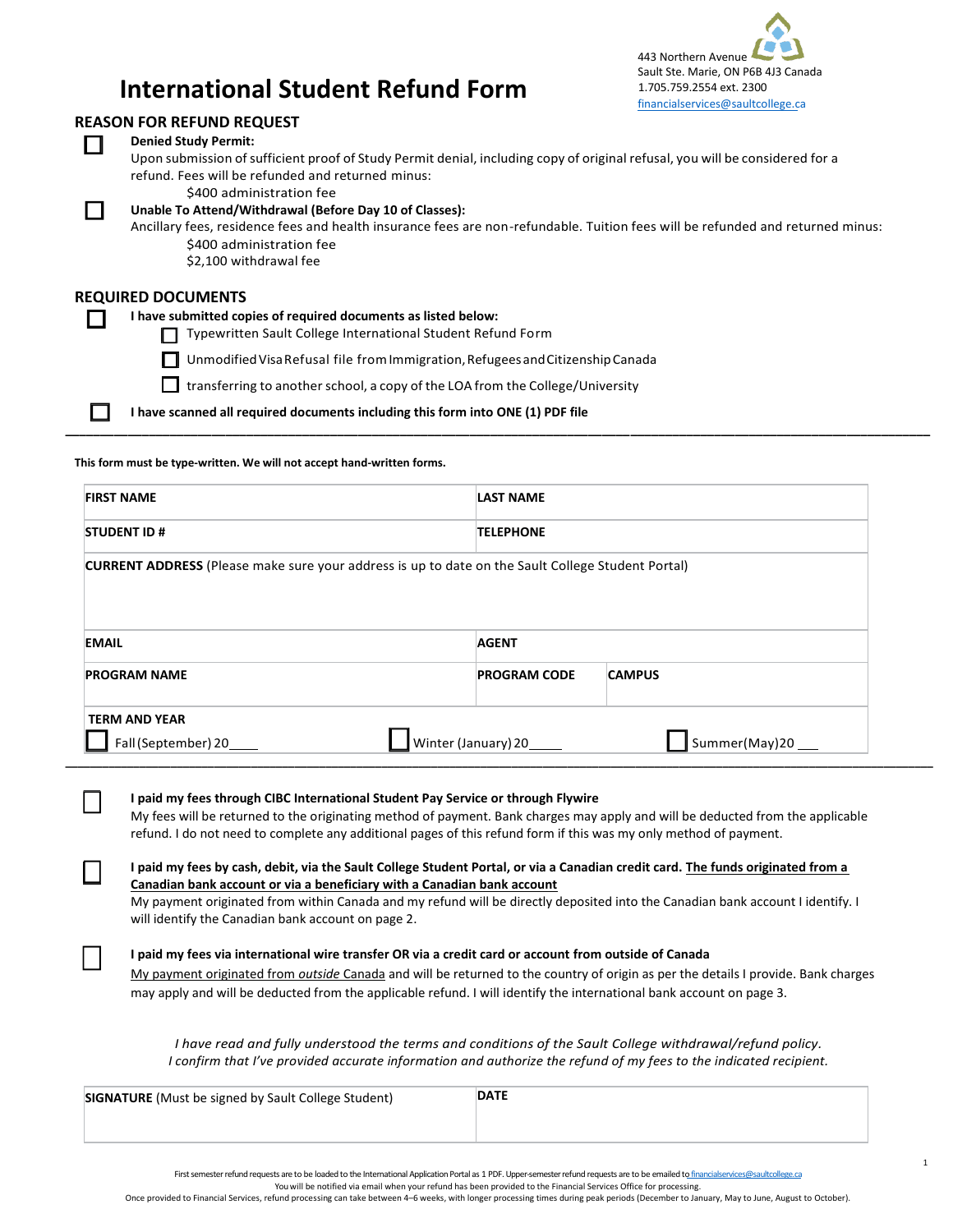443 Northern Avenue
Sault Ste. Marie, ON P6B 4J3 Canada
1.705.759.2554 ext. 2300
financialservices@saultcollege.ca

# International Student Refund Form

## REASON FOR REFUND REQUEST

☐ **Denied Study Permit:**
Upon submission of sufficient proof of Study Permit denial, including copy of original refusal, you will be considered for a refund. Fees will be refunded and returned minus:
$400 administration fee

☐ **Unable To Attend/Withdrawal (Before Day 10 of Classes):**
Ancillary fees, residence fees and health insurance fees are non-refundable. Tuition fees will be refunded and returned minus:
$400 administration fee
$2,100 withdrawal fee

## REQUIRED DOCUMENTS

☐ **I have submitted copies of required documents as listed below:**
- ☐ Typewritten Sault College International Student Refund Form
- ☐ Unmodified Visa Refusal file from Immigration, Refugees and Citizenship Canada
- ☐ transferring to another school, a copy of the LOA from the College/University

☐ **I have scanned all required documents including this form into ONE (1) PDF file**

---

**This form must be type-written. We will not accept hand-written forms.**

| **FIRST NAME** | **LAST NAME** | |
|---|---|---|
| **STUDENT ID #** | **TELEPHONE** | |
| **CURRENT ADDRESS** (Please make sure your address is up to date on the Sault College Student Portal) | | |
| **EMAIL** | **AGENT** | |
| **PROGRAM NAME** | **PROGRAM CODE** | **CAMPUS** |
| **TERM AND YEAR** ☐ Fall (September) 20____ | ☐ Winter (January) 20____ | ☐ Summer(May)20 ___ |

---

☐ **I paid my fees through CIBC International Student Pay Service or through Flywire**
My fees will be returned to the originating method of payment. Bank charges may apply and will be deducted from the applicable refund. I do not need to complete any additional pages of this refund form if this was my only method of payment.

☐ **I paid my fees by cash, debit, via the Sault College Student Portal, or via a Canadian credit card. The funds originated from a Canadian bank account or via a beneficiary with a Canadian bank account**
My payment originated from within Canada and my refund will be directly deposited into the Canadian bank account I identify. I will identify the Canadian bank account on page 2.

☐ **I paid my fees via international wire transfer OR via a credit card or account from outside of Canada**
My payment originated from *outside* Canada and will be returned to the country of origin as per the details I provide. Bank charges may apply and will be deducted from the applicable refund. I will identify the international bank account on page 3.

*I have read and fully understood the terms and conditions of the Sault College withdrawal/refund policy.*
*I confirm that I've provided accurate information and authorize the refund of my fees to the indicated recipient.*

| **SIGNATURE** (Must be signed by Sault College Student) | **DATE** |
|---|---|
| | |

First semester refund requests are to be loaded to the International Application Portal as 1 PDF. Upper-semester refund requests are to be emailed to financialservices@saultcollege.ca
You will be notified via email when your refund has been provided to the Financial Services Office for processing.
Once provided to Financial Services, refund processing can take between 4–6 weeks, with longer processing times during peak periods (December to January, May to June, August to October).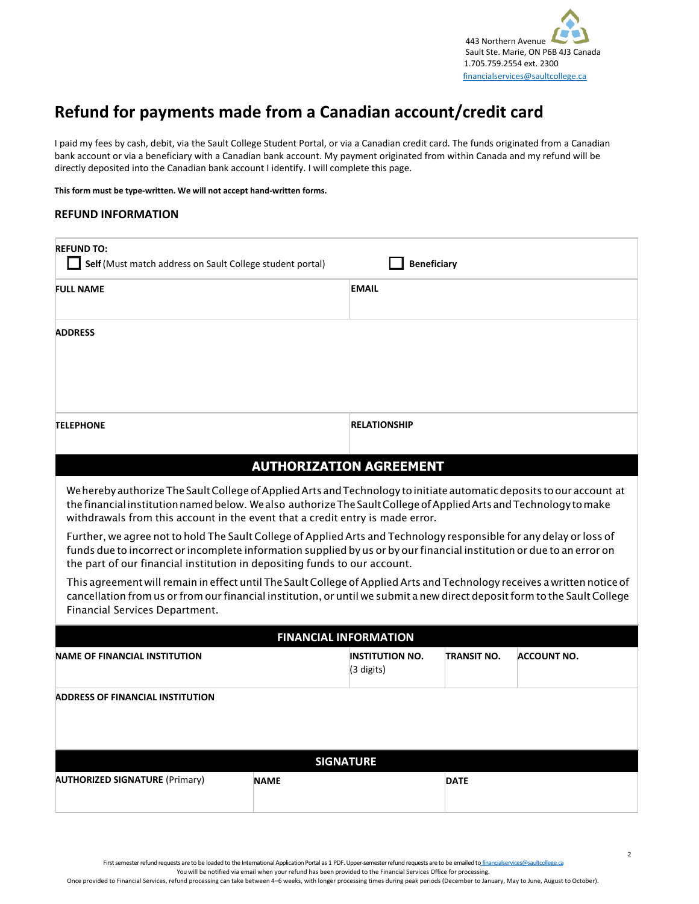443 Northern Avenue
Sault Ste. Marie, ON P6B 4J3 Canada
1.705.759.2554 ext. 2300
financialservices@saultcollege.ca

# Refund for payments made from a Canadian account/credit card

I paid my fees by cash, debit, via the Sault College Student Portal, or via a Canadian credit card. The funds originated from a Canadian bank account or via a beneficiary with a Canadian bank account. My payment originated from within Canada and my refund will be directly deposited into the Canadian bank account I identify. I will complete this page.

**This form must be type-written. We will not accept hand-written forms.**

## REFUND INFORMATION

| **REFUND TO:** ☐ **Self** (Must match address on Sault College student portal) | ☐ **Beneficiary** |
|---|---|
| **FULL NAME** | **EMAIL** |
| **ADDRESS** | |
| **TELEPHONE** | **RELATIONSHIP** |

## AUTHORIZATION AGREEMENT

We hereby authorize The Sault College of Applied Arts and Technology to initiate automatic deposits to our account at the financial institution named below. We also authorize The Sault College of Applied Arts and Technology to make withdrawals from this account in the event that a credit entry is made error.

Further, we agree not to hold The Sault College of Applied Arts and Technology responsible for any delay or loss of funds due to incorrect or incomplete information supplied by us or by our financial institution or due to an error on the part of our financial institution in depositing funds to our account.

This agreement will remain in effect until The Sault College of Applied Arts and Technology receives a written notice of cancellation from us or from our financial institution, or until we submit a new direct deposit form to the Sault College Financial Services Department.

## FINANCIAL INFORMATION

| **NAME OF FINANCIAL INSTITUTION** | **INSTITUTION NO.** (3 digits) | **TRANSIT NO.** | **ACCOUNT NO.** |
|---|---|---|---|
| **ADDRESS OF FINANCIAL INSTITUTION** | | | |

## SIGNATURE

| **AUTHORIZED SIGNATURE** (Primary) | **NAME** | **DATE** |
|---|---|---|
| | | |

First semester refund requests are to be loaded to the International Application Portal as 1 PDF. Upper-semester refund requests are to be emailed to financialservices@saultcollege.ca
You will be notified via email when your refund has been provided to the Financial Services Office for processing.
Once provided to Financial Services, refund processing can take between 4–6 weeks, with longer processing times during peak periods (December to January, May to June, August to October).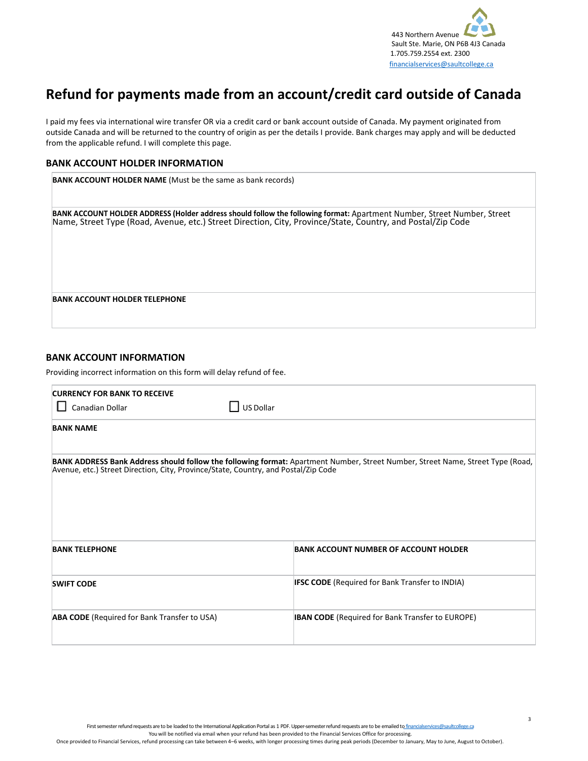443 Northern Avenue
Sault Ste. Marie, ON P6B 4J3 Canada
1.705.759.2554 ext. 2300
financialservices@saultcollege.ca

# Refund for payments made from an account/credit card outside of Canada

I paid my fees via international wire transfer OR via a credit card or bank account outside of Canada. My payment originated from outside Canada and will be returned to the country of origin as per the details I provide. Bank charges may apply and will be deducted from the applicable refund. I will complete this page.

## BANK ACCOUNT HOLDER INFORMATION

| |
|---|
| **BANK ACCOUNT HOLDER NAME** (Must be the same as bank records) |
| **BANK ACCOUNT HOLDER ADDRESS (Holder address should follow the following format:** Apartment Number, Street Number, Street Name, Street Type (Road, Avenue, etc.) Street Direction, City, Province/State, Country, and Postal/Zip Code |
| **BANK ACCOUNT HOLDER TELEPHONE** |

## BANK ACCOUNT INFORMATION

Providing incorrect information on this form will delay refund of fee.

| | |
|---|---|
| **CURRENCY FOR BANK TO RECEIVE**<br>☐ Canadian Dollar | ☐ US Dollar |
| **BANK NAME** | |
| **BANK ADDRESS Bank Address should follow the following format:** Apartment Number, Street Number, Street Name, Street Type (Road, Avenue, etc.) Street Direction, City, Province/State, Country, and Postal/Zip Code | |
| **BANK TELEPHONE** | **BANK ACCOUNT NUMBER OF ACCOUNT HOLDER** |
| **SWIFT CODE** | **IFSC CODE** (Required for Bank Transfer to INDIA) |
| **ABA CODE** (Required for Bank Transfer to USA) | **IBAN CODE** (Required for Bank Transfer to EUROPE) |

First semester refund requests are to be loaded to the International Application Portal as 1 PDF. Upper-semester refund requests are to be emailed to financialservices@saultcollege.ca
You will be notified via email when your refund has been provided to the Financial Services Office for processing.
Once provided to Financial Services, refund processing can take between 4–6 weeks, with longer processing times during peak periods (December to January, May to June, August to October).